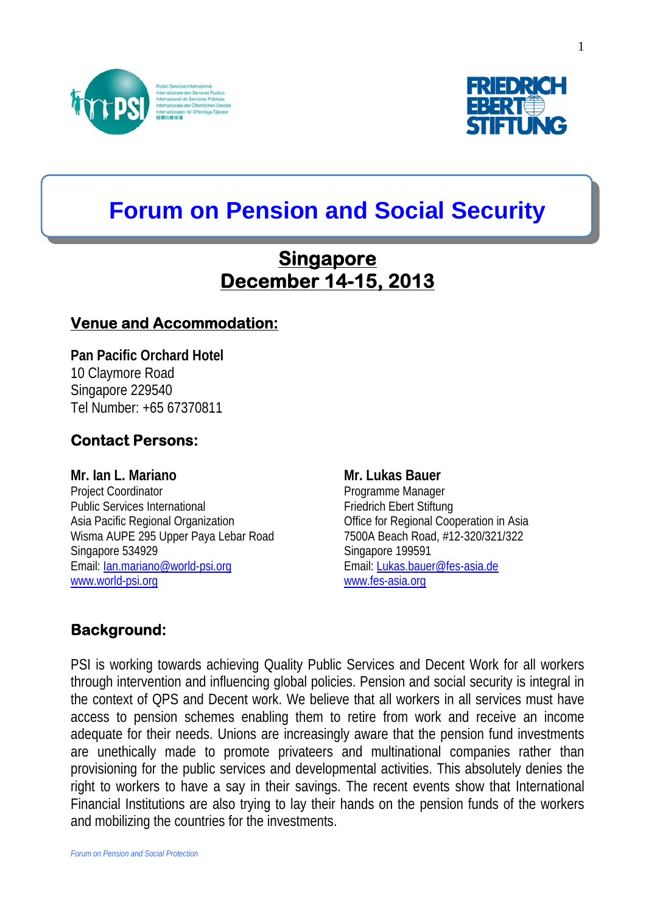# Forum on Pension and Social Security

## Singapore
## December 14-15, 2013

### Venue and Accommodation:

**Pan Pacific Orchard Hotel**
10 Claymore Road
Singapore 229540
Tel Number: +65 67370811

### Contact Persons:

**Mr. Ian L. Mariano**
Project Coordinator
Public Services International
Asia Pacific Regional Organization
Wisma AUPE 295 Upper Paya Lebar Road
Singapore 534929
Email: Ian.mariano@world-psi.org
www.world-psi.org

**Mr. Lukas Bauer**
Programme Manager
Friedrich Ebert Stiftung
Office for Regional Cooperation in Asia
7500A Beach Road, #12-320/321/322
Singapore 199591
Email: Lukas.bauer@fes-asia.de
www.fes-asia.org

### Background:

PSI is working towards achieving Quality Public Services and Decent Work for all workers through intervention and influencing global policies. Pension and social security is integral in the context of QPS and Decent work. We believe that all workers in all services must have access to pension schemes enabling them to retire from work and receive an income adequate for their needs. Unions are increasingly aware that the pension fund investments are unethically made to promote privateers and multinational companies rather than provisioning for the public services and developmental activities. This absolutely denies the right to workers to have a say in their savings. The recent events show that International Financial Institutions are also trying to lay their hands on the pension funds of the workers and mobilizing the countries for the investments.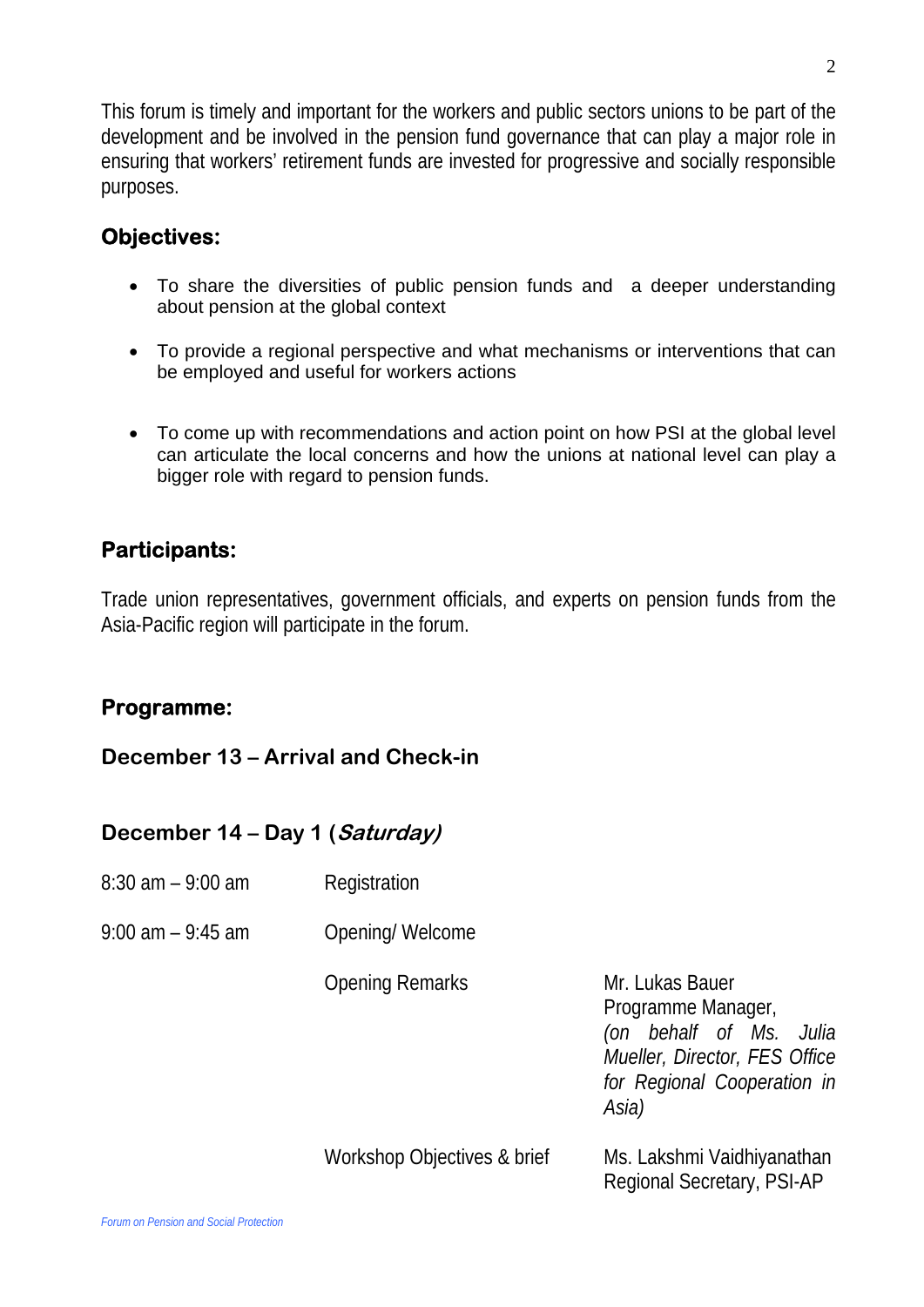This forum is timely and important for the workers and public sectors unions to be part of the development and be involved in the pension fund governance that can play a major role in ensuring that workers' retirement funds are invested for progressive and socially responsible purposes.

## Objectives:

- To share the diversities of public pension funds and a deeper understanding about pension at the global context
- To provide a regional perspective and what mechanisms or interventions that can be employed and useful for workers actions
- To come up with recommendations and action point on how PSI at the global level can articulate the local concerns and how the unions at national level can play a bigger role with regard to pension funds.

## Participants:

Trade union representatives, government officials, and experts on pension funds from the Asia-Pacific region will participate in the forum.

## Programme:

### December 13 – Arrival and Check-in

### December 14 – Day 1 (*Saturday)*

| | | |
|---|---|---|
| 8:30 am – 9:00 am | Registration | |
| 9:00 am – 9:45 am | Opening/ Welcome | |
| | Opening Remarks | Mr. Lukas Bauer<br>Programme Manager,<br>*(on behalf of Ms. Julia Mueller, Director, FES Office for Regional Cooperation in Asia)* |
| | Workshop Objectives & brief | Ms. Lakshmi Vaidhiyanathan<br>Regional Secretary, PSI-AP |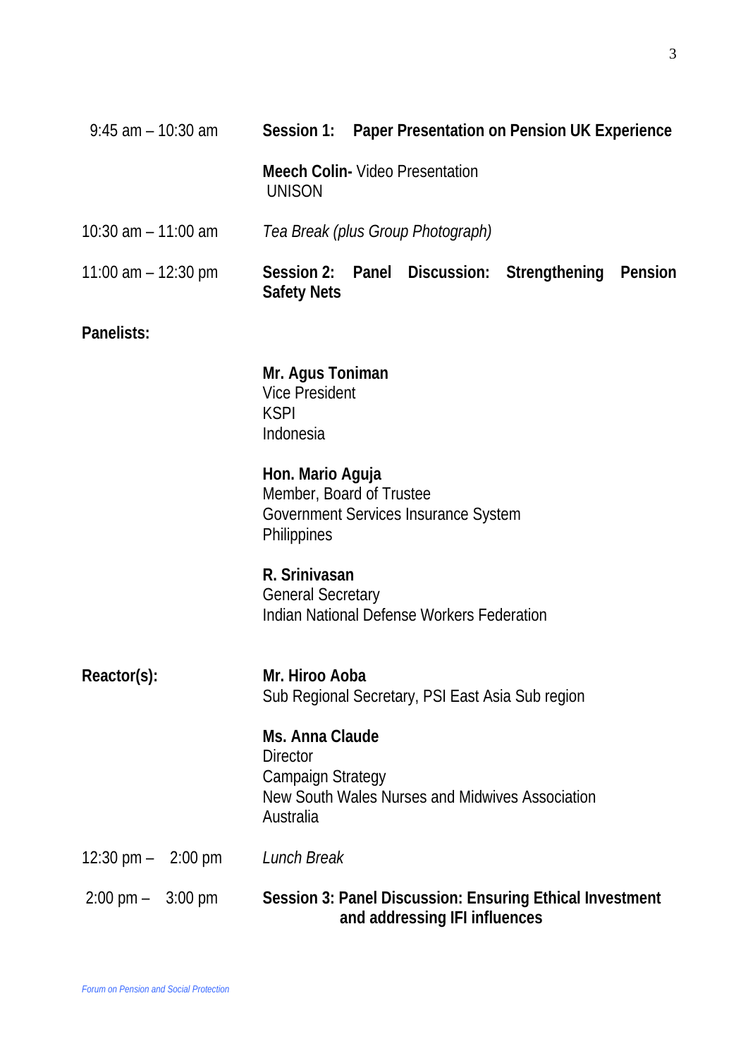9:45 am – 10:30 am **Session 1: Paper Presentation on Pension UK Experience**

**Meech Colin-** Video Presentation
UNISON

10:30 am – 11:00 am *Tea Break (plus Group Photograph)*

11:00 am – 12:30 pm **Session 2: Panel Discussion: Strengthening Pension Safety Nets**

**Panelists:**

**Mr. Agus Toniman**
Vice President
KSPI
Indonesia

**Hon. Mario Aguja**
Member, Board of Trustee
Government Services Insurance System
Philippines

**R. Srinivasan**
General Secretary
Indian National Defense Workers Federation

**Reactor(s):**

**Mr. Hiroo Aoba**
Sub Regional Secretary, PSI East Asia Sub region

**Ms. Anna Claude**
Director
Campaign Strategy
New South Wales Nurses and Midwives Association
Australia

12:30 pm – 2:00 pm *Lunch Break*

2:00 pm – 3:00 pm **Session 3: Panel Discussion: Ensuring Ethical Investment and addressing IFI influences**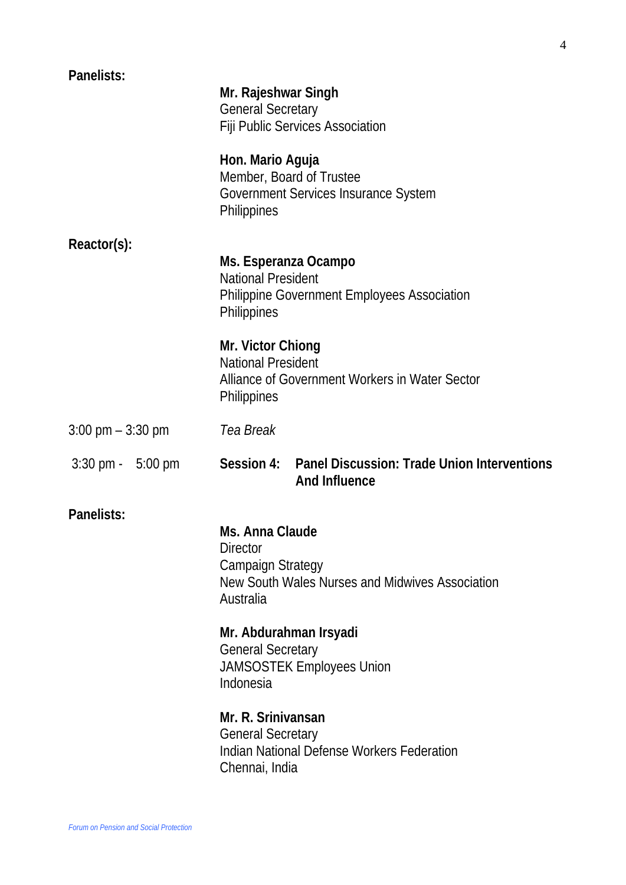**Panelists:**

**Mr. Rajeshwar Singh**
General Secretary
Fiji Public Services Association

**Hon. Mario Aguja**
Member, Board of Trustee
Government Services Insurance System
Philippines

**Reactor(s):**

**Ms. Esperanza Ocampo**
National President
Philippine Government Employees Association
Philippines

**Mr. Victor Chiong**
National President
Alliance of Government Workers in Water Sector
Philippines

3:00 pm – 3:30 pm *Tea Break*

3:30 pm - 5:00 pm **Session 4: Panel Discussion: Trade Union Interventions And Influence**

**Panelists:**

**Ms. Anna Claude**
Director
Campaign Strategy
New South Wales Nurses and Midwives Association
Australia

**Mr. Abdurahman Irsyadi**
General Secretary
JAMSOSTEK Employees Union
Indonesia

**Mr. R. Srinivansan**
General Secretary
Indian National Defense Workers Federation
Chennai, India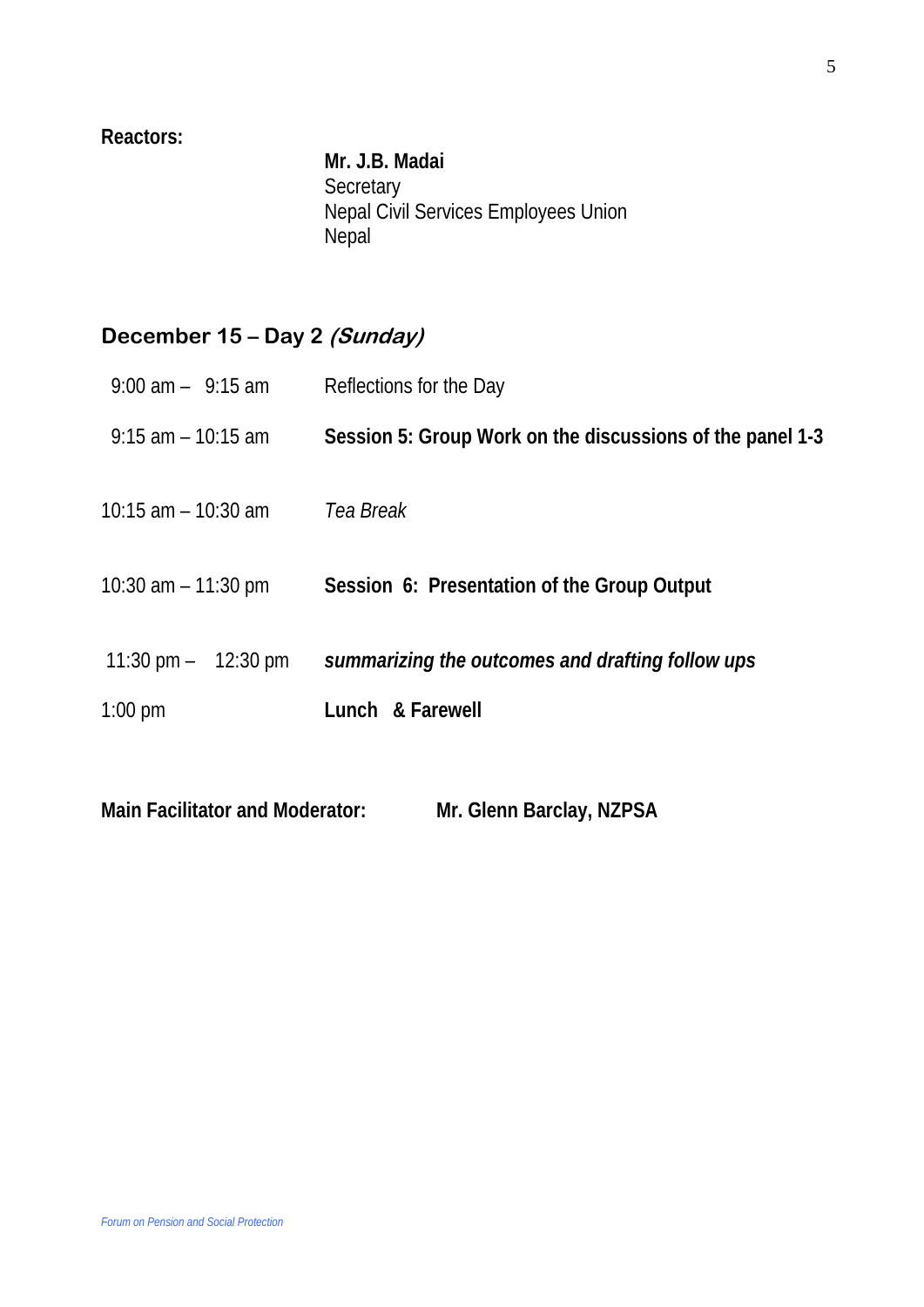**Reactors:**

**Mr. J.B. Madai**
Secretary
Nepal Civil Services Employees Union
Nepal

## December 15 – Day 2 *(Sunday)*

| | |
|---|---|
| 9:00 am – 9:15 am | Reflections for the Day |
| 9:15 am – 10:15 am | **Session 5: Group Work on the discussions of the panel 1-3** |
| 10:15 am – 10:30 am | *Tea Break* |
| 10:30 am – 11:30 pm | **Session 6: Presentation of the Group Output** |
| 11:30 pm – 12:30 pm | ***summarizing the outcomes and drafting follow ups*** |
| 1:00 pm | **Lunch & Farewell** |

**Main Facilitator and Moderator:** **Mr. Glenn Barclay, NZPSA**

*Forum on Pension and Social Protection*